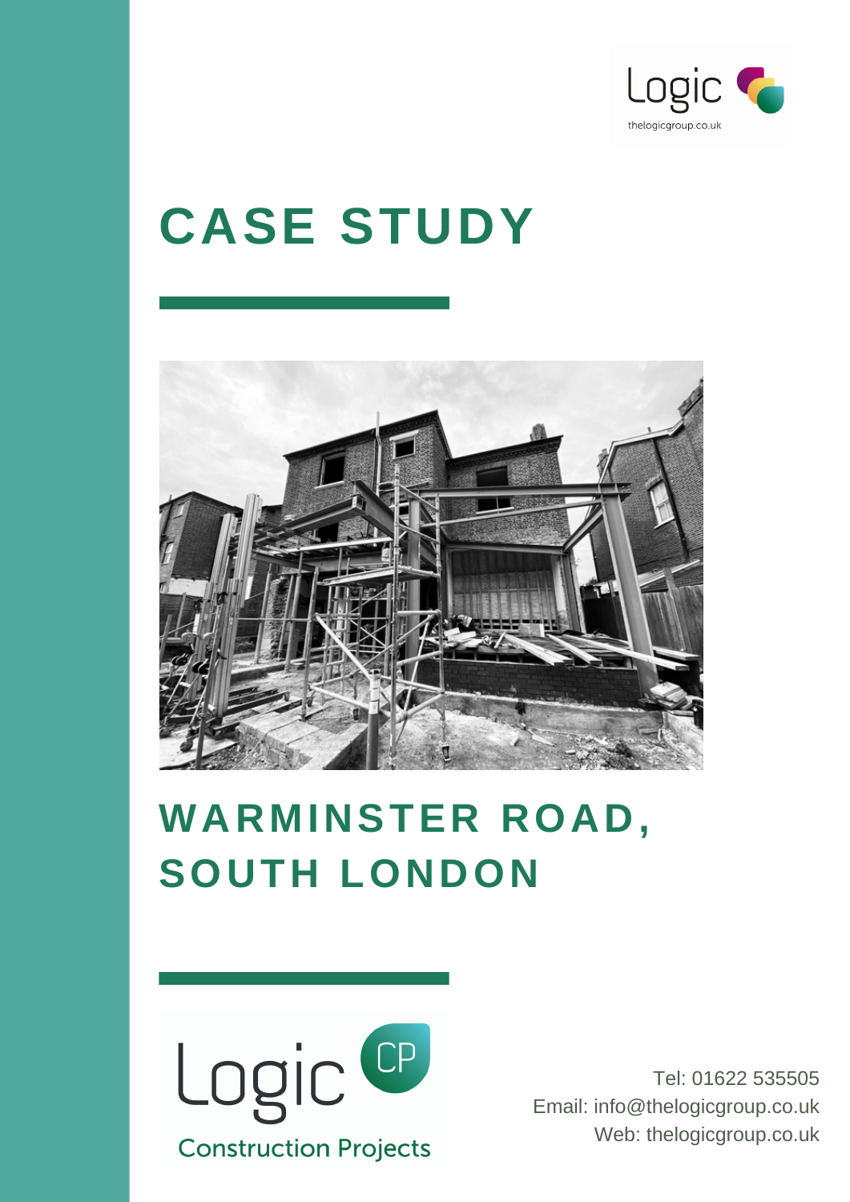Logic

thelogicgroup.co.uk

# CASE STUDY

## WARMINSTER ROAD, SOUTH LONDON

Logic CP

Construction Projects

Tel: 01622 535505
Email: info@thelogicgroup.co.uk
Web: thelogicgroup.co.uk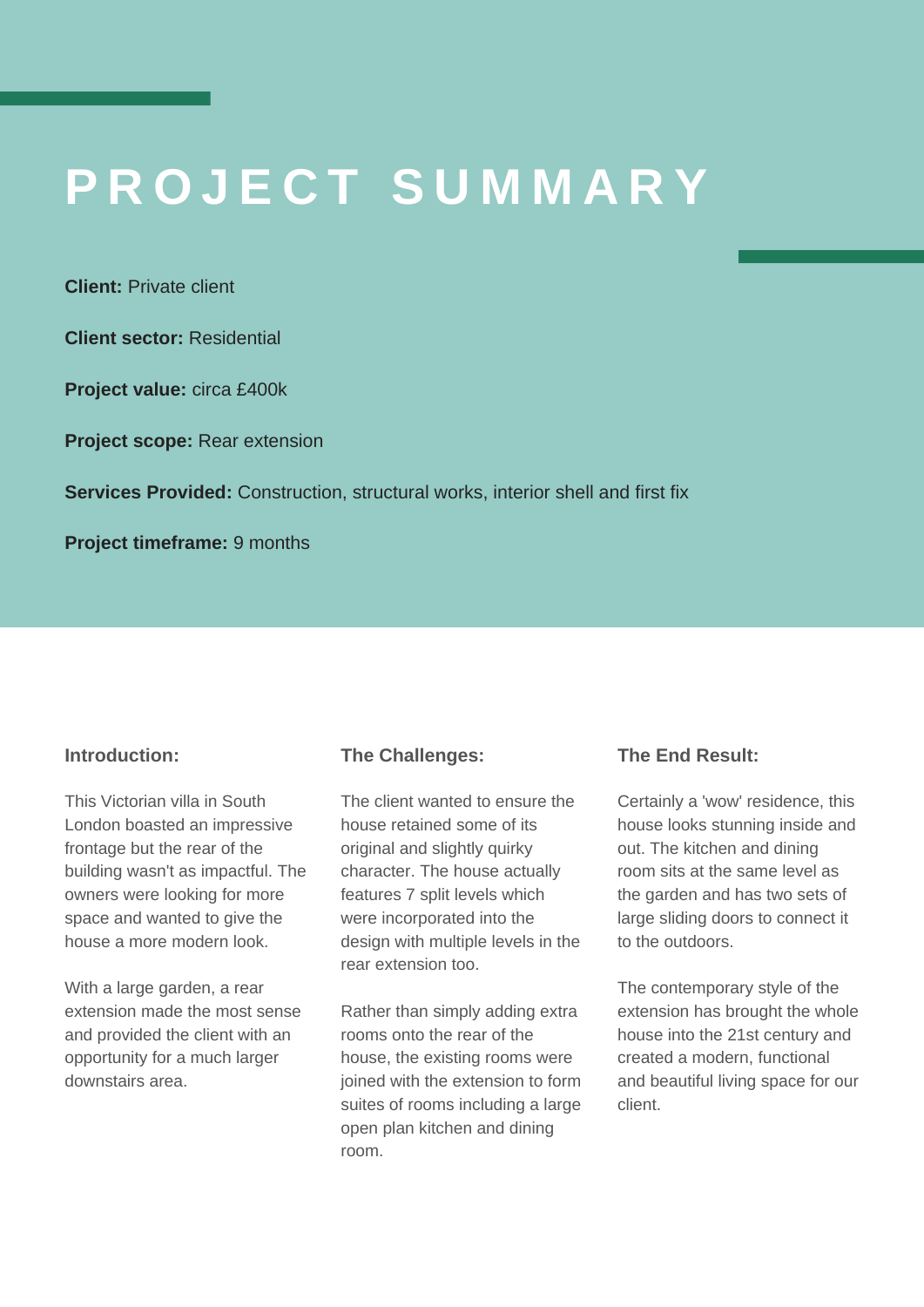# PROJECT SUMMARY

**Client:** Private client

**Client sector:** Residential

**Project value:** circa £400k

**Project scope:** Rear extension

**Services Provided:** Construction, structural works, interior shell and first fix

**Project timeframe:** 9 months

### Introduction:

This Victorian villa in South London boasted an impressive frontage but the rear of the building wasn't as impactful. The owners were looking for more space and wanted to give the house a more modern look.

With a large garden, a rear extension made the most sense and provided the client with an opportunity for a much larger downstairs area.

### The Challenges:

The client wanted to ensure the house retained some of its original and slightly quirky character. The house actually features 7 split levels which were incorporated into the design with multiple levels in the rear extension too.

Rather than simply adding extra rooms onto the rear of the house, the existing rooms were joined with the extension to form suites of rooms including a large open plan kitchen and dining room.

### The End Result:

Certainly a 'wow' residence, this house looks stunning inside and out. The kitchen and dining room sits at the same level as the garden and has two sets of large sliding doors to connect it to the outdoors.

The contemporary style of the extension has brought the whole house into the 21st century and created a modern, functional and beautiful living space for our client.